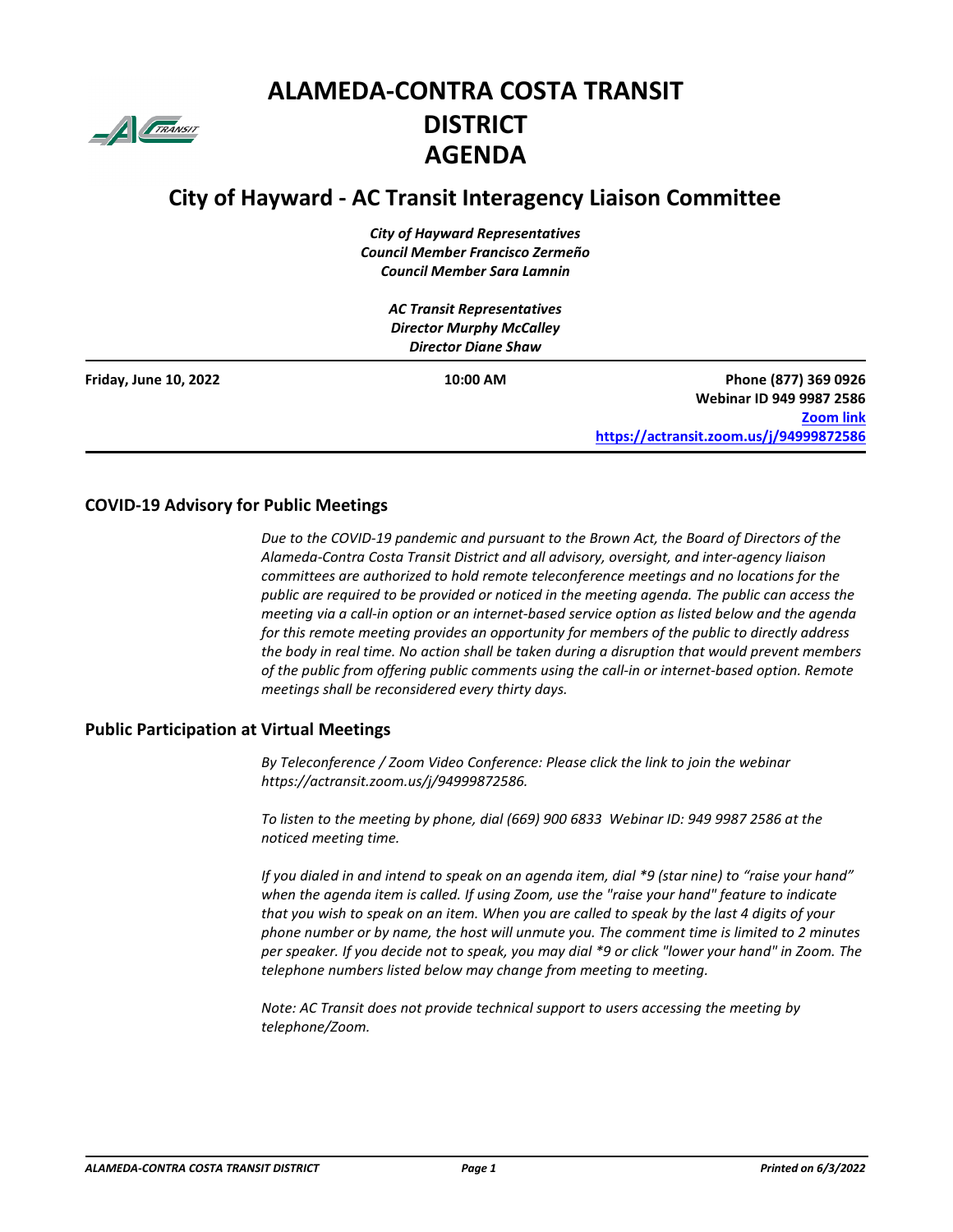# ALAMEDA-CONTRA COSTA TRANSIT DISTRICT AGENDA

## City of Hayward - AC Transit Interagency Liaison Committee

***City of Hayward Representatives***
***Council Member Francisco Zermeño***
***Council Member Sara Lamnin***

***AC Transit Representatives***
***Director Murphy McCalley***
***Director Diane Shaw***

**Friday, June 10, 2022** | **10:00 AM** | **Phone (877) 369 0926**
**Webinar ID 949 9987 2586**
**Zoom link**
**https://actransit.zoom.us/j/94999872586**

### COVID-19 Advisory for Public Meetings

*Due to the COVID-19 pandemic and pursuant to the Brown Act, the Board of Directors of the Alameda-Contra Costa Transit District and all advisory, oversight, and inter-agency liaison committees are authorized to hold remote teleconference meetings and no locations for the public are required to be provided or noticed in the meeting agenda. The public can access the meeting via a call-in option or an internet-based service option as listed below and the agenda for this remote meeting provides an opportunity for members of the public to directly address the body in real time. No action shall be taken during a disruption that would prevent members of the public from offering public comments using the call-in or internet-based option. Remote meetings shall be reconsidered every thirty days.*

### Public Participation at Virtual Meetings

*By Teleconference / Zoom Video Conference: Please click the link to join the webinar https://actransit.zoom.us/j/94999872586.*

*To listen to the meeting by phone, dial (669) 900 6833 Webinar ID: 949 9987 2586 at the noticed meeting time.*

*If you dialed in and intend to speak on an agenda item, dial *9 (star nine) to "raise your hand" when the agenda item is called. If using Zoom, use the "raise your hand" feature to indicate that you wish to speak on an item. When you are called to speak by the last 4 digits of your phone number or by name, the host will unmute you. The comment time is limited to 2 minutes per speaker. If you decide not to speak, you may dial *9 or click "lower your hand" in Zoom. The telephone numbers listed below may change from meeting to meeting.*

*Note: AC Transit does not provide technical support to users accessing the meeting by telephone/Zoom.*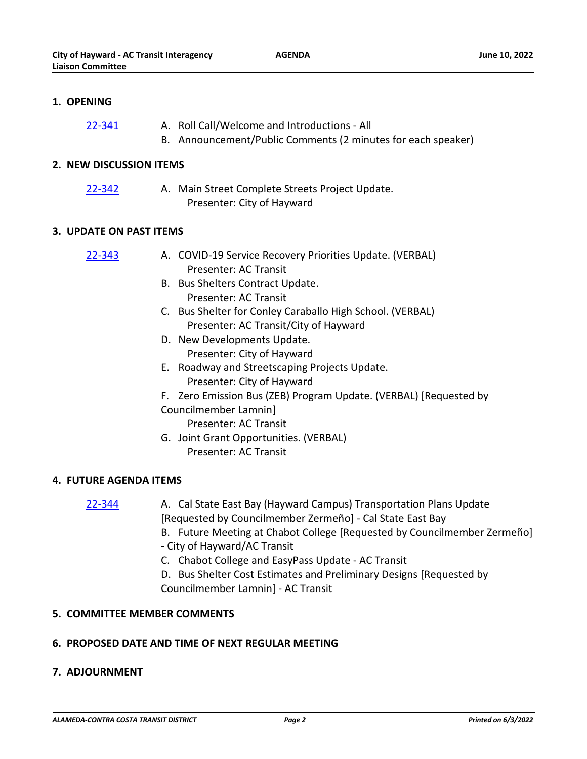## 1. OPENING

22-341

A. Roll Call/Welcome and Introductions - All

B. Announcement/Public Comments (2 minutes for each speaker)

## 2. NEW DISCUSSION ITEMS

22-342

A. Main Street Complete Streets Project Update.
Presenter: City of Hayward

## 3. UPDATE ON PAST ITEMS

22-343

A. COVID-19 Service Recovery Priorities Update. (VERBAL)
Presenter: AC Transit

B. Bus Shelters Contract Update.
Presenter: AC Transit

C. Bus Shelter for Conley Caraballo High School. (VERBAL)
Presenter: AC Transit/City of Hayward

D. New Developments Update.
Presenter: City of Hayward

E. Roadway and Streetscaping Projects Update.
Presenter: City of Hayward

F. Zero Emission Bus (ZEB) Program Update. (VERBAL) [Requested by Councilmember Lamnin]
Presenter: AC Transit

G. Joint Grant Opportunities. (VERBAL)
Presenter: AC Transit

## 4. FUTURE AGENDA ITEMS

22-344

A. Cal State East Bay (Hayward Campus) Transportation Plans Update [Requested by Councilmember Zermeño] - Cal State East Bay

B. Future Meeting at Chabot College [Requested by Councilmember Zermeño] - City of Hayward/AC Transit

C. Chabot College and EasyPass Update - AC Transit

D. Bus Shelter Cost Estimates and Preliminary Designs [Requested by Councilmember Lamnin] - AC Transit

## 5. COMMITTEE MEMBER COMMENTS

## 6. PROPOSED DATE AND TIME OF NEXT REGULAR MEETING

## 7. ADJOURNMENT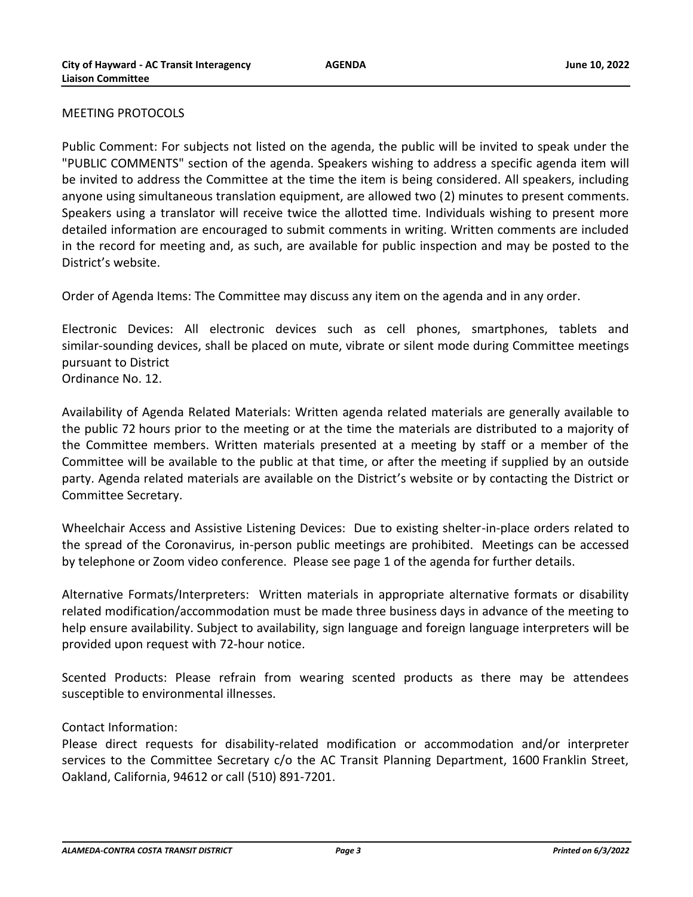MEETING PROTOCOLS

Public Comment: For subjects not listed on the agenda, the public will be invited to speak under the "PUBLIC COMMENTS" section of the agenda. Speakers wishing to address a specific agenda item will be invited to address the Committee at the time the item is being considered. All speakers, including anyone using simultaneous translation equipment, are allowed two (2) minutes to present comments. Speakers using a translator will receive twice the allotted time. Individuals wishing to present more detailed information are encouraged to submit comments in writing. Written comments are included in the record for meeting and, as such, are available for public inspection and may be posted to the District's website.

Order of Agenda Items: The Committee may discuss any item on the agenda and in any order.

Electronic Devices: All electronic devices such as cell phones, smartphones, tablets and similar-sounding devices, shall be placed on mute, vibrate or silent mode during Committee meetings pursuant to District
Ordinance No. 12.

Availability of Agenda Related Materials: Written agenda related materials are generally available to the public 72 hours prior to the meeting or at the time the materials are distributed to a majority of the Committee members. Written materials presented at a meeting by staff or a member of the Committee will be available to the public at that time, or after the meeting if supplied by an outside party. Agenda related materials are available on the District's website or by contacting the District or Committee Secretary.

Wheelchair Access and Assistive Listening Devices: Due to existing shelter-in-place orders related to the spread of the Coronavirus, in-person public meetings are prohibited. Meetings can be accessed by telephone or Zoom video conference. Please see page 1 of the agenda for further details.

Alternative Formats/Interpreters: Written materials in appropriate alternative formats or disability related modification/accommodation must be made three business days in advance of the meeting to help ensure availability. Subject to availability, sign language and foreign language interpreters will be provided upon request with 72-hour notice.

Scented Products: Please refrain from wearing scented products as there may be attendees susceptible to environmental illnesses.

Contact Information:
Please direct requests for disability-related modification or accommodation and/or interpreter services to the Committee Secretary c/o the AC Transit Planning Department, 1600 Franklin Street, Oakland, California, 94612 or call (510) 891-7201.